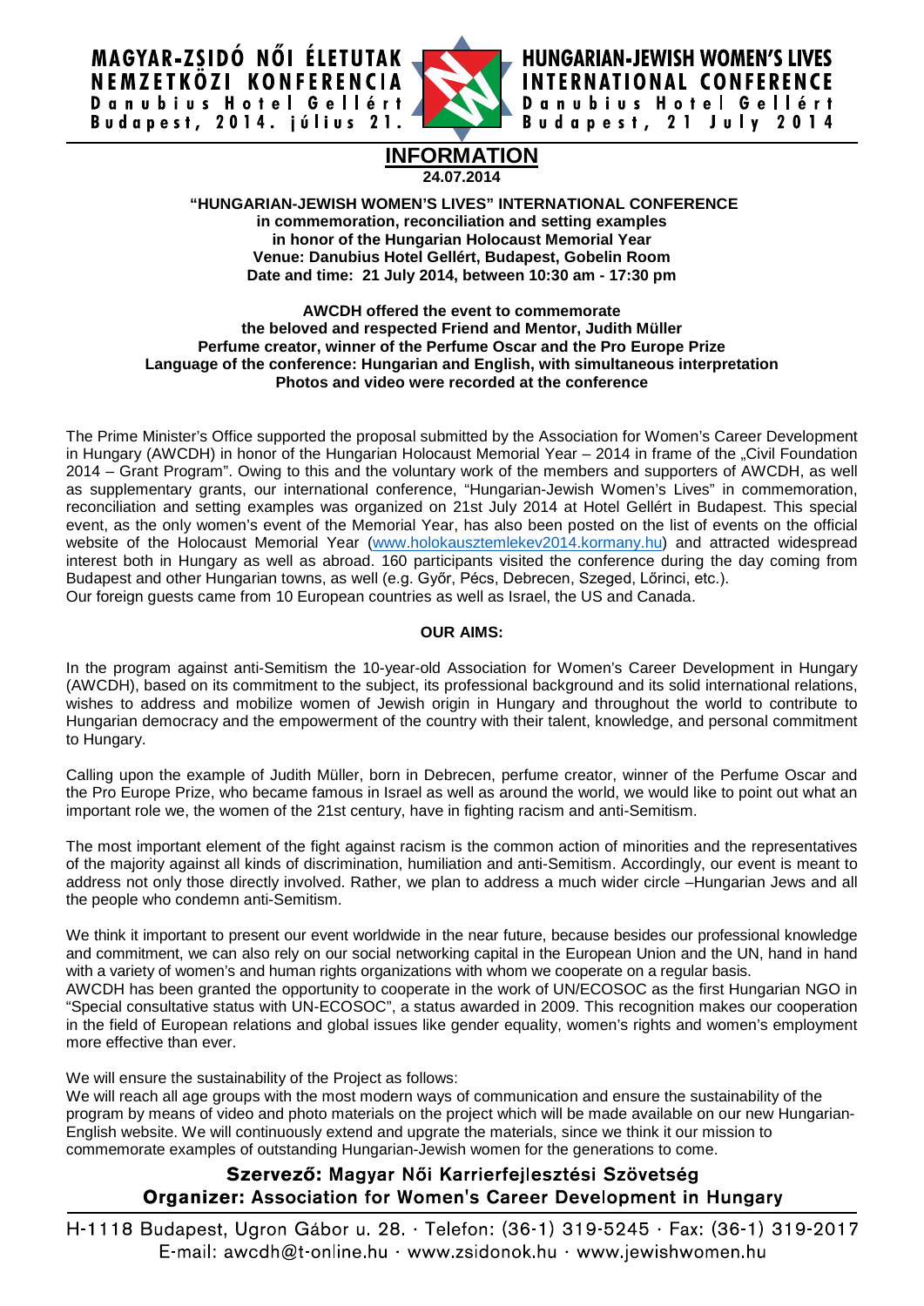MAGYAR-ZSIDÓ NŐI ÉLETUTAK
NEMZETKÖZI KONFERENCIA
Danubius Hotel Gellért
Budapest, 2014. július 21.

HUNGARIAN-JEWISH WOMEN'S LIVES
INTERNATIONAL CONFERENCE
Danubius Hotel Gellért
Budapest, 21 July 2014

# INFORMATION

**24.07.2014**

**"HUNGARIAN-JEWISH WOMEN'S LIVES" INTERNATIONAL CONFERENCE**
**in commemoration, reconciliation and setting examples**
**in honor of the Hungarian Holocaust Memorial Year**
**Venue: Danubius Hotel Gellért, Budapest, Gobelin Room**
**Date and time: 21 July 2014, between 10:30 am - 17:30 pm**

**AWCDH offered the event to commemorate**
**the beloved and respected Friend and Mentor, Judith Müller**
**Perfume creator, winner of the Perfume Oscar and the Pro Europe Prize**
**Language of the conference: Hungarian and English, with simultaneous interpretation**
**Photos and video were recorded at the conference**

The Prime Minister's Office supported the proposal submitted by the Association for Women's Career Development in Hungary (AWCDH) in honor of the Hungarian Holocaust Memorial Year – 2014 in frame of the „Civil Foundation 2014 – Grant Program". Owing to this and the voluntary work of the members and supporters of AWCDH, as well as supplementary grants, our international conference, "Hungarian-Jewish Women's Lives" in commemoration, reconciliation and setting examples was organized on 21st July 2014 at Hotel Gellért in Budapest. This special event, as the only women's event of the Memorial Year, has also been posted on the list of events on the official website of the Holocaust Memorial Year (www.holokausztemlekev2014.kormany.hu) and attracted widespread interest both in Hungary as well as abroad. 160 participants visited the conference during the day coming from Budapest and other Hungarian towns, as well (e.g. Győr, Pécs, Debrecen, Szeged, Lőrinci, etc.).
Our foreign guests came from 10 European countries as well as Israel, the US and Canada.

**OUR AIMS:**

In the program against anti-Semitism the 10-year-old Association for Women's Career Development in Hungary (AWCDH), based on its commitment to the subject, its professional background and its solid international relations, wishes to address and mobilize women of Jewish origin in Hungary and throughout the world to contribute to Hungarian democracy and the empowerment of the country with their talent, knowledge, and personal commitment to Hungary.

Calling upon the example of Judith Müller, born in Debrecen, perfume creator, winner of the Perfume Oscar and the Pro Europe Prize, who became famous in Israel as well as around the world, we would like to point out what an important role we, the women of the 21st century, have in fighting racism and anti-Semitism.

The most important element of the fight against racism is the common action of minorities and the representatives of the majority against all kinds of discrimination, humiliation and anti-Semitism. Accordingly, our event is meant to address not only those directly involved. Rather, we plan to address a much wider circle –Hungarian Jews and all the people who condemn anti-Semitism.

We think it important to present our event worldwide in the near future, because besides our professional knowledge and commitment, we can also rely on our social networking capital in the European Union and the UN, hand in hand with a variety of women's and human rights organizations with whom we cooperate on a regular basis.
AWCDH has been granted the opportunity to cooperate in the work of UN/ECOSOC as the first Hungarian NGO in "Special consultative status with UN-ECOSOC", a status awarded in 2009. This recognition makes our cooperation in the field of European relations and global issues like gender equality, women's rights and women's employment more effective than ever.

We will ensure the sustainability of the Project as follows:
We will reach all age groups with the most modern ways of communication and ensure the sustainability of the program by means of video and photo materials on the project which will be made available on our new Hungarian-English website. We will continuously extend and upgrate the materials, since we think it our mission to commemorate examples of outstanding Hungarian-Jewish women for the generations to come.

**Szervező: Magyar Női Karrierfejlesztési Szövetség**
**Organizer: Association for Women's Career Development in Hungary**

H-1118 Budapest, Ugron Gábor u. 28. · Telefon: (36-1) 319-5245 · Fax: (36-1) 319-2017
E-mail: awcdh@t-online.hu · www.zsidonok.hu · www.jewishwomen.hu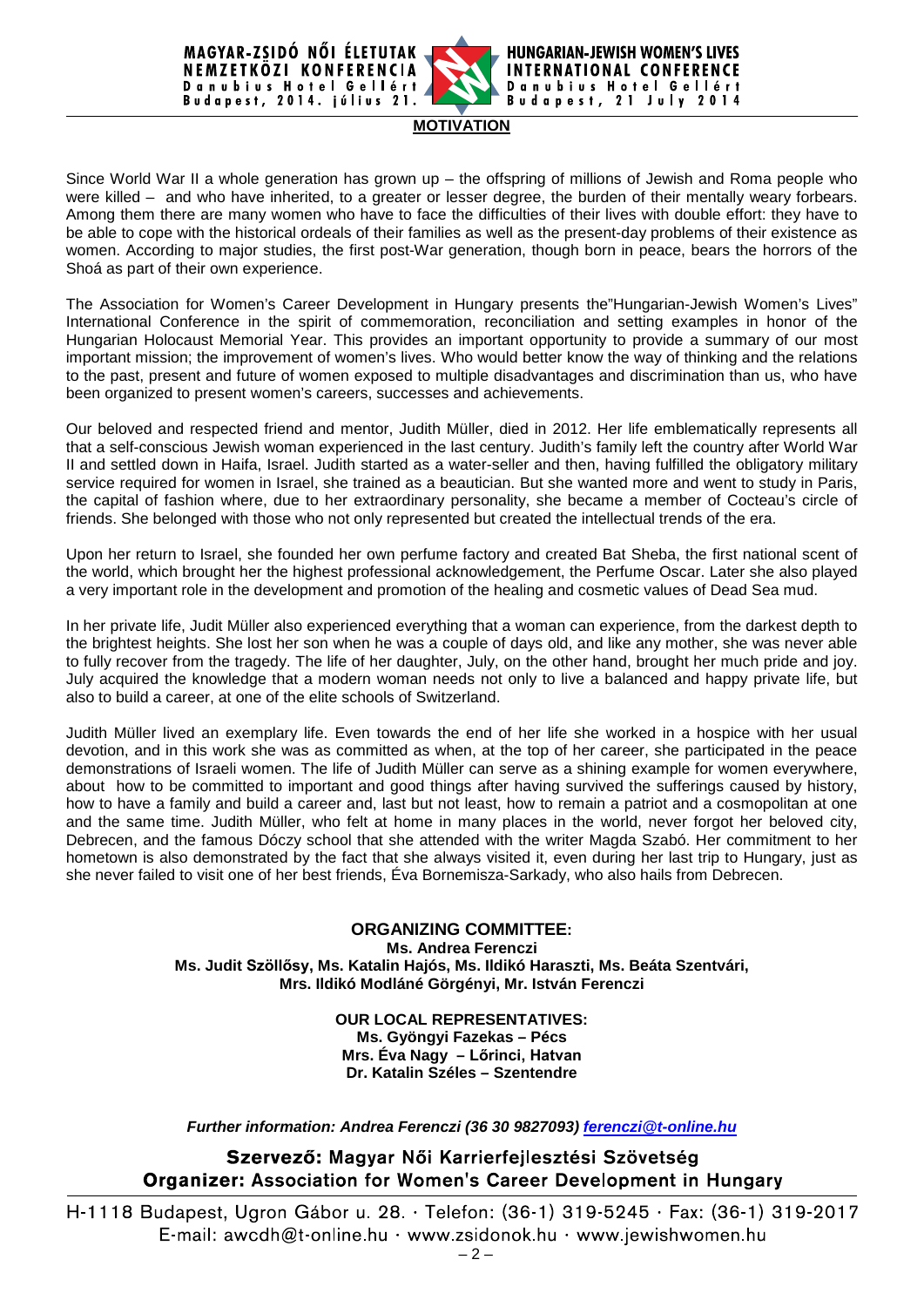## MOTIVATION

Since World War II a whole generation has grown up – the offspring of millions of Jewish and Roma people who were killed – and who have inherited, to a greater or lesser degree, the burden of their mentally weary forbears. Among them there are many women who have to face the difficulties of their lives with double effort: they have to be able to cope with the historical ordeals of their families as well as the present-day problems of their existence as women. According to major studies, the first post-War generation, though born in peace, bears the horrors of the Shoá as part of their own experience.

The Association for Women's Career Development in Hungary presents the"Hungarian-Jewish Women's Lives" International Conference in the spirit of commemoration, reconciliation and setting examples in honor of the Hungarian Holocaust Memorial Year. This provides an important opportunity to provide a summary of our most important mission; the improvement of women's lives. Who would better know the way of thinking and the relations to the past, present and future of women exposed to multiple disadvantages and discrimination than us, who have been organized to present women's careers, successes and achievements.

Our beloved and respected friend and mentor, Judith Müller, died in 2012. Her life emblematically represents all that a self-conscious Jewish woman experienced in the last century. Judith's family left the country after World War II and settled down in Haifa, Israel. Judith started as a water-seller and then, having fulfilled the obligatory military service required for women in Israel, she trained as a beautician. But she wanted more and went to study in Paris, the capital of fashion where, due to her extraordinary personality, she became a member of Cocteau's circle of friends. She belonged with those who not only represented but created the intellectual trends of the era.

Upon her return to Israel, she founded her own perfume factory and created Bat Sheba, the first national scent of the world, which brought her the highest professional acknowledgement, the Perfume Oscar. Later she also played a very important role in the development and promotion of the healing and cosmetic values of Dead Sea mud.

In her private life, Judit Müller also experienced everything that a woman can experience, from the darkest depth to the brightest heights. She lost her son when he was a couple of days old, and like any mother, she was never able to fully recover from the tragedy. The life of her daughter, July, on the other hand, brought her much pride and joy. July acquired the knowledge that a modern woman needs not only to live a balanced and happy private life, but also to build a career, at one of the elite schools of Switzerland.

Judith Müller lived an exemplary life. Even towards the end of her life she worked in a hospice with her usual devotion, and in this work she was as committed as when, at the top of her career, she participated in the peace demonstrations of Israeli women. The life of Judith Müller can serve as a shining example for women everywhere, about how to be committed to important and good things after having survived the sufferings caused by history, how to have a family and build a career and, last but not least, how to remain a patriot and a cosmopolitan at one and the same time. Judith Müller, who felt at home in many places in the world, never forgot her beloved city, Debrecen, and the famous Dóczy school that she attended with the writer Magda Szabó. Her commitment to her hometown is also demonstrated by the fact that she always visited it, even during her last trip to Hungary, just as she never failed to visit one of her best friends, Éva Bornemisza-Sarkady, who also hails from Debrecen.

**ORGANIZING COMMITTEE:**
**Ms. Andrea Ferenczi**
**Ms. Judit Szöllősy, Ms. Katalin Hajós, Ms. Ildikó Haraszti, Ms. Beáta Szentvári,**
**Mrs. Ildikó Modláné Görgényi, Mr. István Ferenczi**

**OUR LOCAL REPRESENTATIVES:**
**Ms. Gyöngyi Fazekas – Pécs**
**Mrs. Éva Nagy – Lőrinci, Hatvan**
**Dr. Katalin Széles – Szentendre**

***Further information: Andrea Ferenczi (36 30 9827093) ferenczi@t-online.hu***

**Szervező:** Magyar Női Karrierfejlesztési Szövetség
**Organizer:** Association for Women's Career Development in Hungary

H-1118 Budapest, Ugron Gábor u. 28. · Telefon: (36-1) 319-5245 · Fax: (36-1) 319-2017
E-mail: awcdh@t-online.hu · www.zsidonok.hu · www.jewishwomen.hu